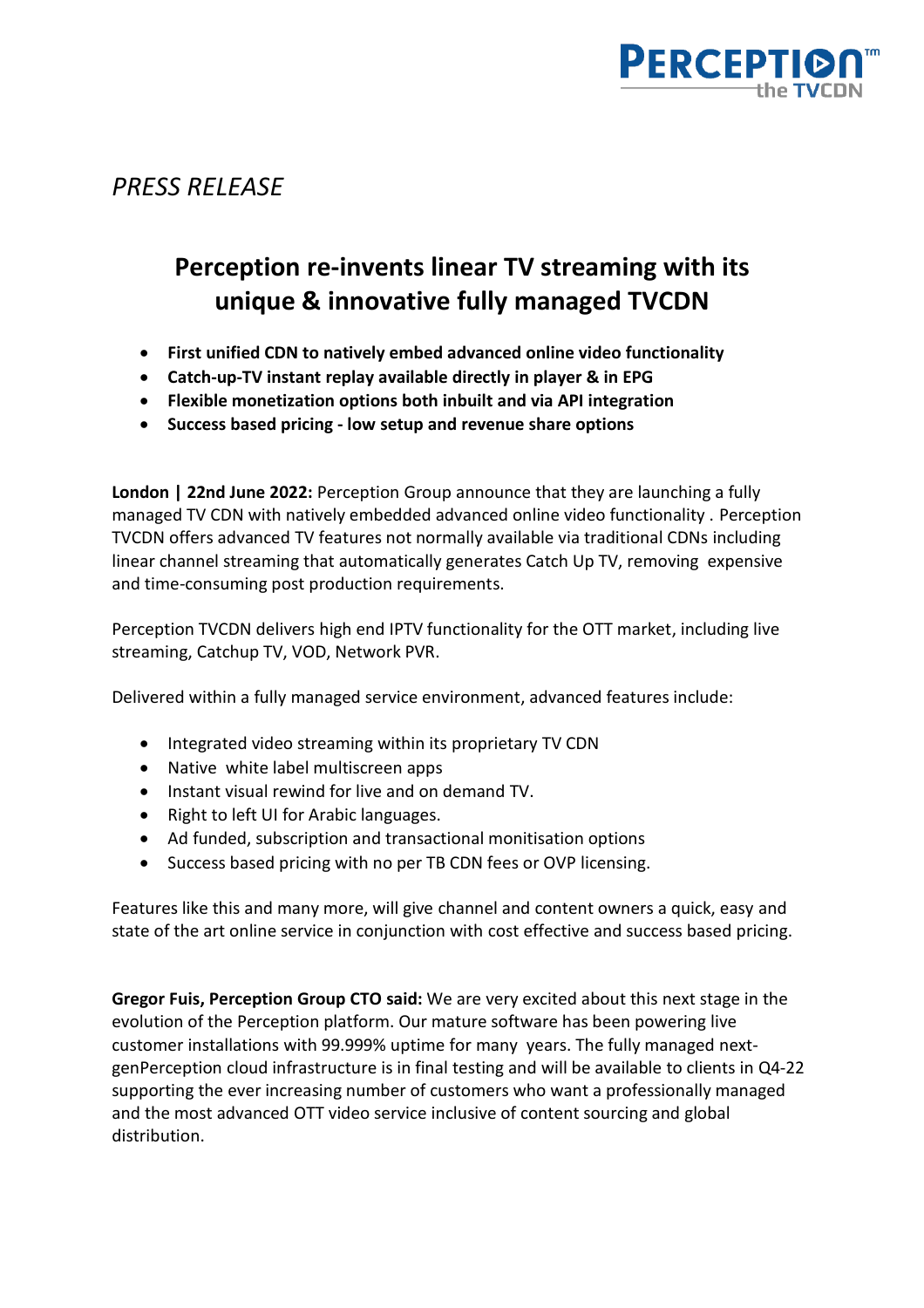*PRESS RELEASE*

# Perception re-invents linear TV streaming with its unique & innovative fully managed TVCDN

- **First unified CDN to natively embed advanced online video functionality**
- **Catch-up-TV instant replay available directly in player & in EPG**
- **Flexible monetization options both inbuilt and via API integration**
- **Success based pricing - low setup and revenue share options**

**London | 22nd June 2022:** Perception Group announce that they are launching a fully managed TV CDN with natively embedded advanced online video functionality . Perception TVCDN offers advanced TV features not normally available via traditional CDNs including linear channel streaming that automatically generates Catch Up TV, removing expensive and time-consuming post production requirements.

Perception TVCDN delivers high end IPTV functionality for the OTT market, including live streaming, Catchup TV, VOD, Network PVR.

Delivered within a fully managed service environment, advanced features include:

- Integrated video streaming within its proprietary TV CDN
- Native white label multiscreen apps
- Instant visual rewind for live and on demand TV.
- Right to left UI for Arabic languages.
- Ad funded, subscription and transactional monitisation options
- Success based pricing with no per TB CDN fees or OVP licensing.

Features like this and many more, will give channel and content owners a quick, easy and state of the art online service in conjunction with cost effective and success based pricing.

**Gregor Fuis, Perception Group CTO said:** We are very excited about this next stage in the evolution of the Perception platform. Our mature software has been powering live customer installations with 99.999% uptime for many years. The fully managed next-genPerception cloud infrastructure is in final testing and will be available to clients in Q4-22 supporting the ever increasing number of customers who want a professionally managed and the most advanced OTT video service inclusive of content sourcing and global distribution.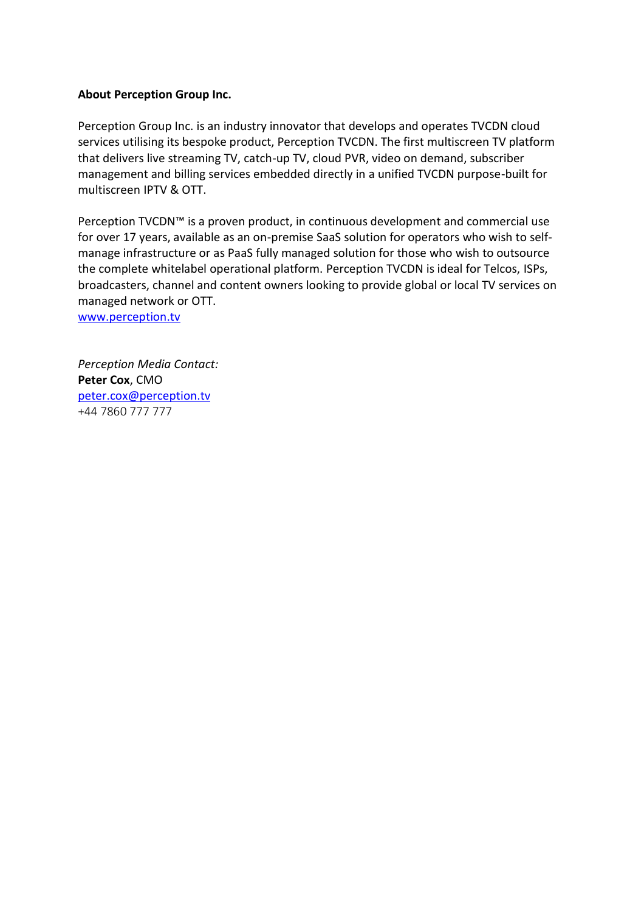**About Perception Group Inc.**

Perception Group Inc. is an industry innovator that develops and operates TVCDN cloud services utilising its bespoke product, Perception TVCDN. The first multiscreen TV platform that delivers live streaming TV, catch-up TV, cloud PVR, video on demand, subscriber management and billing services embedded directly in a unified TVCDN purpose-built for multiscreen IPTV & OTT.

Perception TVCDN™ is a proven product, in continuous development and commercial use for over 17 years, available as an on-premise SaaS solution for operators who wish to self-manage infrastructure or as PaaS fully managed solution for those who wish to outsource the complete whitelabel operational platform. Perception TVCDN is ideal for Telcos, ISPs, broadcasters, channel and content owners looking to provide global or local TV services on managed network or OTT.
[www.perception.tv](http://www.perception.tv)

*Perception Media Contact:*
**Peter Cox**, CMO
[peter.cox@perception.tv](mailto:peter.cox@perception.tv)
+44 7860 777 777